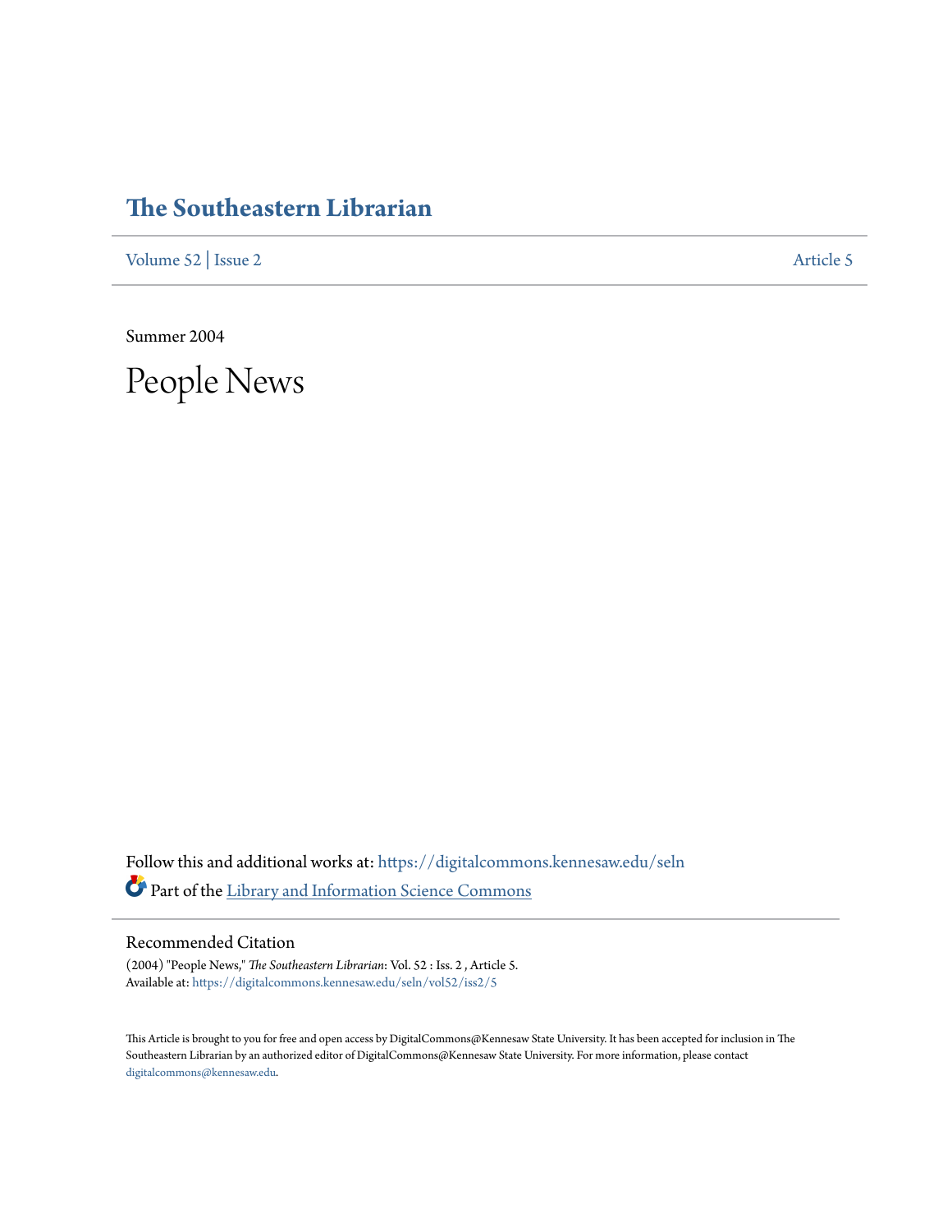# The Southeastern Librarian

Volume 52 | Issue 2 Article 5

Summer 2004

# People News

Follow this and additional works at: https://digitalcommons.kennesaw.edu/seln

Part of the Library and Information Science Commons

## Recommended Citation

(2004) "People News," *The Southeastern Librarian*: Vol. 52 : Iss. 2 , Article 5.
Available at: https://digitalcommons.kennesaw.edu/seln/vol52/iss2/5

This Article is brought to you for free and open access by DigitalCommons@Kennesaw State University. It has been accepted for inclusion in The Southeastern Librarian by an authorized editor of DigitalCommons@Kennesaw State University. For more information, please contact digitalcommons@kennesaw.edu.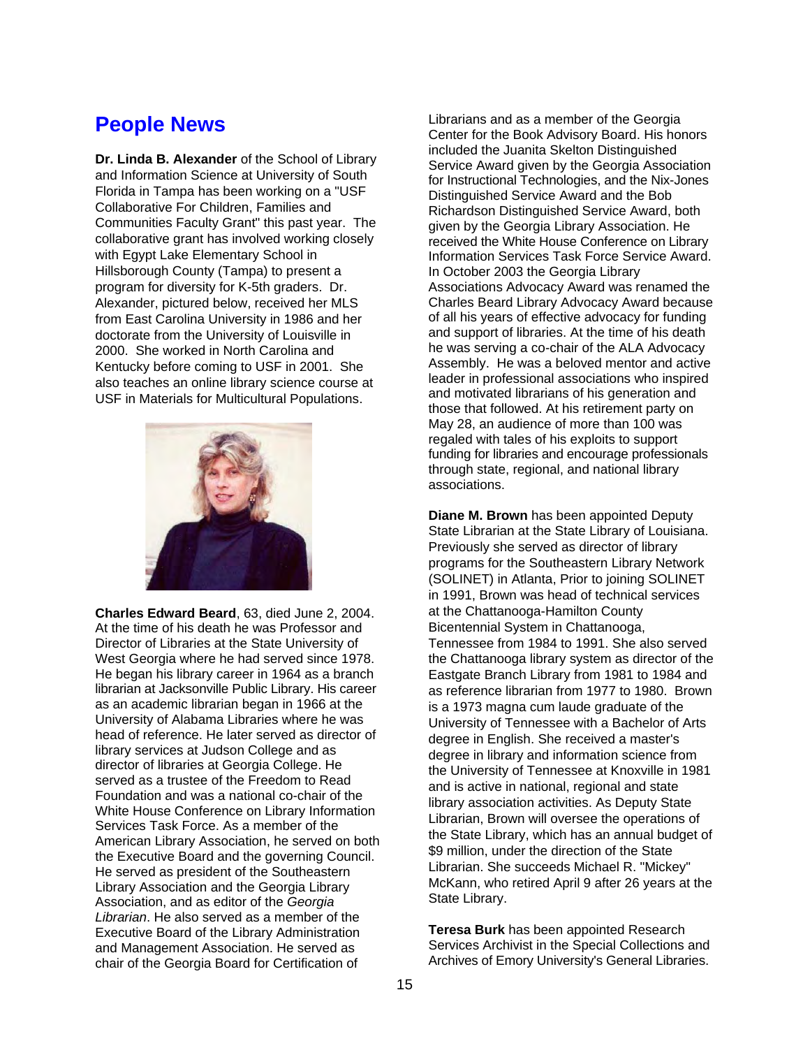## People News

**Dr. Linda B. Alexander** of the School of Library and Information Science at University of South Florida in Tampa has been working on a "USF Collaborative For Children, Families and Communities Faculty Grant" this past year. The collaborative grant has involved working closely with Egypt Lake Elementary School in Hillsborough County (Tampa) to present a program for diversity for K-5th graders. Dr. Alexander, pictured below, received her MLS from East Carolina University in 1986 and her doctorate from the University of Louisville in 2000. She worked in North Carolina and Kentucky before coming to USF in 2001. She also teaches an online library science course at USF in Materials for Multicultural Populations.

**Charles Edward Beard**, 63, died June 2, 2004. At the time of his death he was Professor and Director of Libraries at the State University of West Georgia where he had served since 1978. He began his library career in 1964 as a branch librarian at Jacksonville Public Library. His career as an academic librarian began in 1966 at the University of Alabama Libraries where he was head of reference. He later served as director of library services at Judson College and as director of libraries at Georgia College. He served as a trustee of the Freedom to Read Foundation and was a national co-chair of the White House Conference on Library Information Services Task Force. As a member of the American Library Association, he served on both the Executive Board and the governing Council. He served as president of the Southeastern Library Association and the Georgia Library Association, and as editor of the *Georgia Librarian*. He also served as a member of the Executive Board of the Library Administration and Management Association. He served as chair of the Georgia Board for Certification of Librarians and as a member of the Georgia Center for the Book Advisory Board. His honors included the Juanita Skelton Distinguished Service Award given by the Georgia Association for Instructional Technologies, and the Nix-Jones Distinguished Service Award and the Bob Richardson Distinguished Service Award, both given by the Georgia Library Association. He received the White House Conference on Library Information Services Task Force Service Award. In October 2003 the Georgia Library Associations Advocacy Award was renamed the Charles Beard Library Advocacy Award because of all his years of effective advocacy for funding and support of libraries. At the time of his death he was serving a co-chair of the ALA Advocacy Assembly. He was a beloved mentor and active leader in professional associations who inspired and motivated librarians of his generation and those that followed. At his retirement party on May 28, an audience of more than 100 was regaled with tales of his exploits to support funding for libraries and encourage professionals through state, regional, and national library associations.

**Diane M. Brown** has been appointed Deputy State Librarian at the State Library of Louisiana. Previously she served as director of library programs for the Southeastern Library Network (SOLINET) in Atlanta, Prior to joining SOLINET in 1991, Brown was head of technical services at the Chattanooga-Hamilton County Bicentennial System in Chattanooga, Tennessee from 1984 to 1991. She also served the Chattanooga library system as director of the Eastgate Branch Library from 1981 to 1984 and as reference librarian from 1977 to 1980. Brown is a 1973 magna cum laude graduate of the University of Tennessee with a Bachelor of Arts degree in English. She received a master's degree in library and information science from the University of Tennessee at Knoxville in 1981 and is active in national, regional and state library association activities. As Deputy State Librarian, Brown will oversee the operations of the State Library, which has an annual budget of $9 million, under the direction of the State Librarian. She succeeds Michael R. "Mickey" McKann, who retired April 9 after 26 years at the State Library.

**Teresa Burk** has been appointed Research Services Archivist in the Special Collections and Archives of Emory University's General Libraries.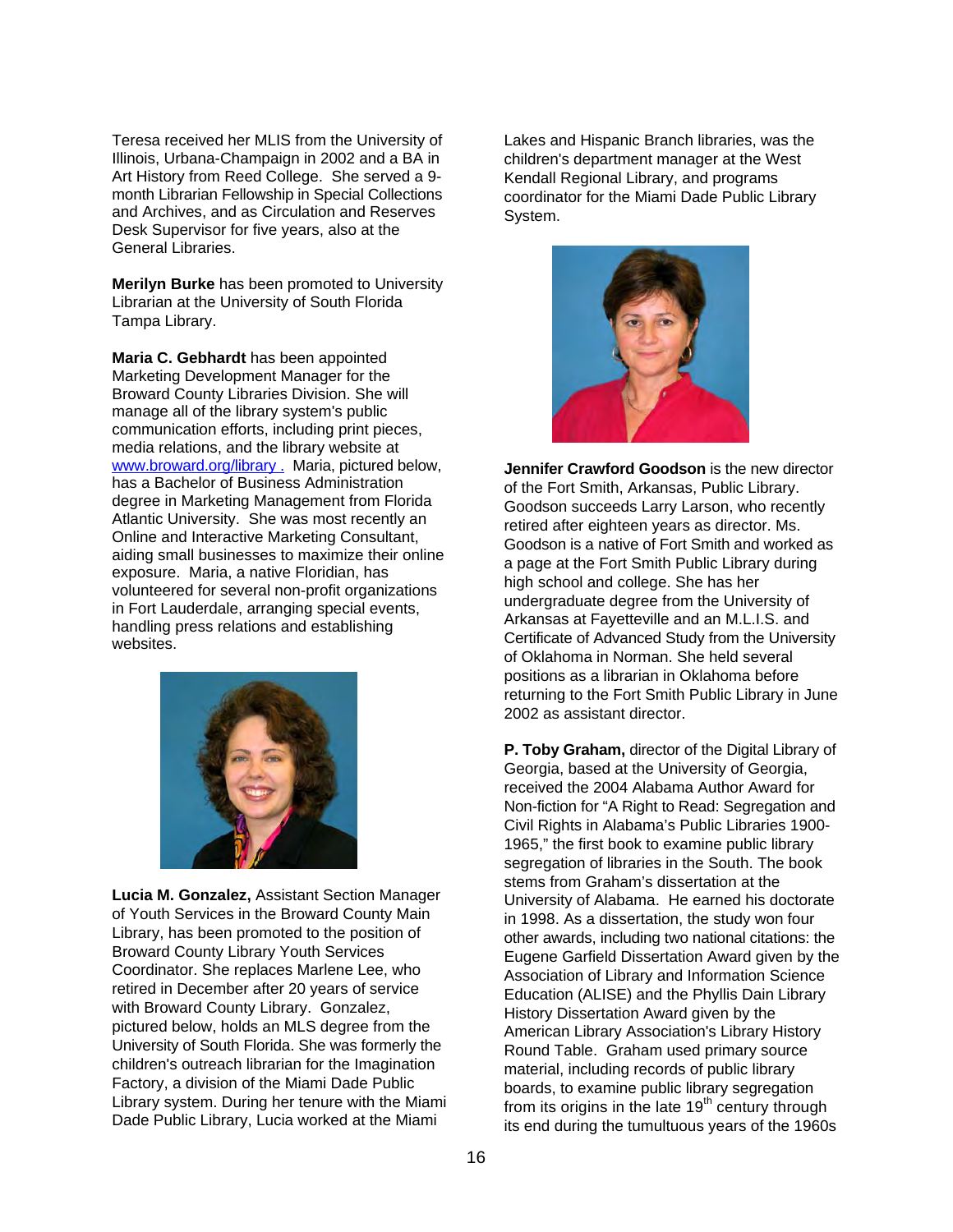Teresa received her MLIS from the University of Illinois, Urbana-Champaign in 2002 and a BA in Art History from Reed College. She served a 9-month Librarian Fellowship in Special Collections and Archives, and as Circulation and Reserves Desk Supervisor for five years, also at the General Libraries.

**Merilyn Burke** has been promoted to University Librarian at the University of South Florida Tampa Library.

**Maria C. Gebhardt** has been appointed Marketing Development Manager for the Broward County Libraries Division. She will manage all of the library system's public communication efforts, including print pieces, media relations, and the library website at www.broward.org/library . Maria, pictured below, has a Bachelor of Business Administration degree in Marketing Management from Florida Atlantic University. She was most recently an Online and Interactive Marketing Consultant, aiding small businesses to maximize their online exposure. Maria, a native Floridian, has volunteered for several non-profit organizations in Fort Lauderdale, arranging special events, handling press relations and establishing websites.

**Lucia M. Gonzalez,** Assistant Section Manager of Youth Services in the Broward County Main Library, has been promoted to the position of Broward County Library Youth Services Coordinator. She replaces Marlene Lee, who retired in December after 20 years of service with Broward County Library. Gonzalez, pictured below, holds an MLS degree from the University of South Florida. She was formerly the children's outreach librarian for the Imagination Factory, a division of the Miami Dade Public Library system. During her tenure with the Miami Dade Public Library, Lucia worked at the Miami Lakes and Hispanic Branch libraries, was the children's department manager at the West Kendall Regional Library, and programs coordinator for the Miami Dade Public Library System.

**Jennifer Crawford Goodson** is the new director of the Fort Smith, Arkansas, Public Library. Goodson succeeds Larry Larson, who recently retired after eighteen years as director. Ms. Goodson is a native of Fort Smith and worked as a page at the Fort Smith Public Library during high school and college. She has her undergraduate degree from the University of Arkansas at Fayetteville and an M.L.I.S. and Certificate of Advanced Study from the University of Oklahoma in Norman. She held several positions as a librarian in Oklahoma before returning to the Fort Smith Public Library in June 2002 as assistant director.

**P. Toby Graham,** director of the Digital Library of Georgia, based at the University of Georgia, received the 2004 Alabama Author Award for Non-fiction for "A Right to Read: Segregation and Civil Rights in Alabama's Public Libraries 1900-1965," the first book to examine public library segregation of libraries in the South. The book stems from Graham's dissertation at the University of Alabama. He earned his doctorate in 1998. As a dissertation, the study won four other awards, including two national citations: the Eugene Garfield Dissertation Award given by the Association of Library and Information Science Education (ALISE) and the Phyllis Dain Library History Dissertation Award given by the American Library Association's Library History Round Table. Graham used primary source material, including records of public library boards, to examine public library segregation from its origins in the late 19th century through its end during the tumultuous years of the 1960s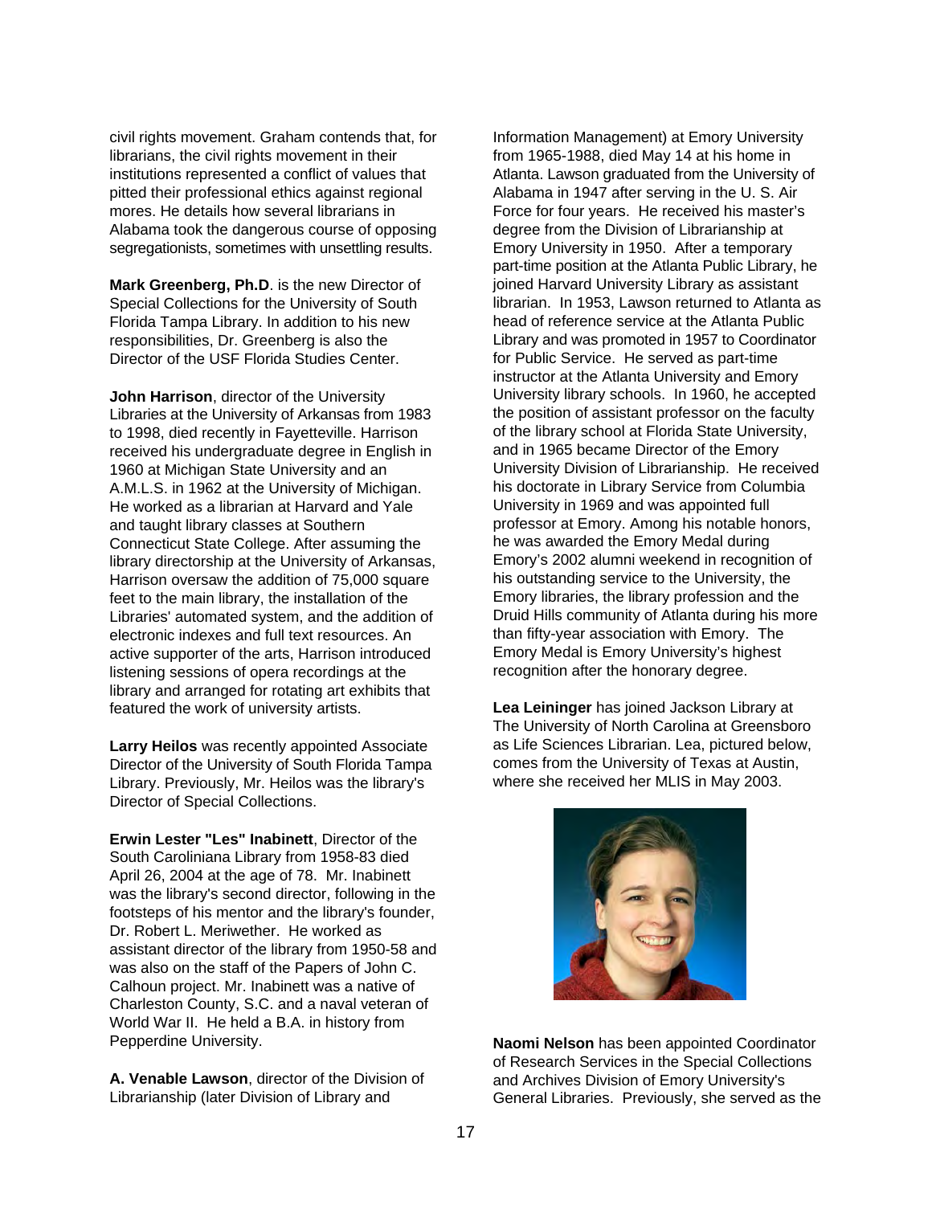civil rights movement. Graham contends that, for librarians, the civil rights movement in their institutions represented a conflict of values that pitted their professional ethics against regional mores. He details how several librarians in Alabama took the dangerous course of opposing segregationists, sometimes with unsettling results.

**Mark Greenberg, Ph.D**. is the new Director of Special Collections for the University of South Florida Tampa Library. In addition to his new responsibilities, Dr. Greenberg is also the Director of the USF Florida Studies Center.

**John Harrison**, director of the University Libraries at the University of Arkansas from 1983 to 1998, died recently in Fayetteville. Harrison received his undergraduate degree in English in 1960 at Michigan State University and an A.M.L.S. in 1962 at the University of Michigan. He worked as a librarian at Harvard and Yale and taught library classes at Southern Connecticut State College. After assuming the library directorship at the University of Arkansas, Harrison oversaw the addition of 75,000 square feet to the main library, the installation of the Libraries' automated system, and the addition of electronic indexes and full text resources. An active supporter of the arts, Harrison introduced listening sessions of opera recordings at the library and arranged for rotating art exhibits that featured the work of university artists.

**Larry Heilos** was recently appointed Associate Director of the University of South Florida Tampa Library. Previously, Mr. Heilos was the library's Director of Special Collections.

**Erwin Lester "Les" Inabinett**, Director of the South Caroliniana Library from 1958-83 died April 26, 2004 at the age of 78. Mr. Inabinett was the library's second director, following in the footsteps of his mentor and the library's founder, Dr. Robert L. Meriwether. He worked as assistant director of the library from 1950-58 and was also on the staff of the Papers of John C. Calhoun project. Mr. Inabinett was a native of Charleston County, S.C. and a naval veteran of World War II. He held a B.A. in history from Pepperdine University.

**A. Venable Lawson**, director of the Division of Librarianship (later Division of Library and Information Management) at Emory University from 1965-1988, died May 14 at his home in Atlanta. Lawson graduated from the University of Alabama in 1947 after serving in the U. S. Air Force for four years. He received his master's degree from the Division of Librarianship at Emory University in 1950. After a temporary part-time position at the Atlanta Public Library, he joined Harvard University Library as assistant librarian. In 1953, Lawson returned to Atlanta as head of reference service at the Atlanta Public Library and was promoted in 1957 to Coordinator for Public Service. He served as part-time instructor at the Atlanta University and Emory University library schools. In 1960, he accepted the position of assistant professor on the faculty of the library school at Florida State University, and in 1965 became Director of the Emory University Division of Librarianship. He received his doctorate in Library Service from Columbia University in 1969 and was appointed full professor at Emory. Among his notable honors, he was awarded the Emory Medal during Emory's 2002 alumni weekend in recognition of his outstanding service to the University, the Emory libraries, the library profession and the Druid Hills community of Atlanta during his more than fifty-year association with Emory. The Emory Medal is Emory University's highest recognition after the honorary degree.

**Lea Leininger** has joined Jackson Library at The University of North Carolina at Greensboro as Life Sciences Librarian. Lea, pictured below, comes from the University of Texas at Austin, where she received her MLIS in May 2003.

**Naomi Nelson** has been appointed Coordinator of Research Services in the Special Collections and Archives Division of Emory University's General Libraries. Previously, she served as the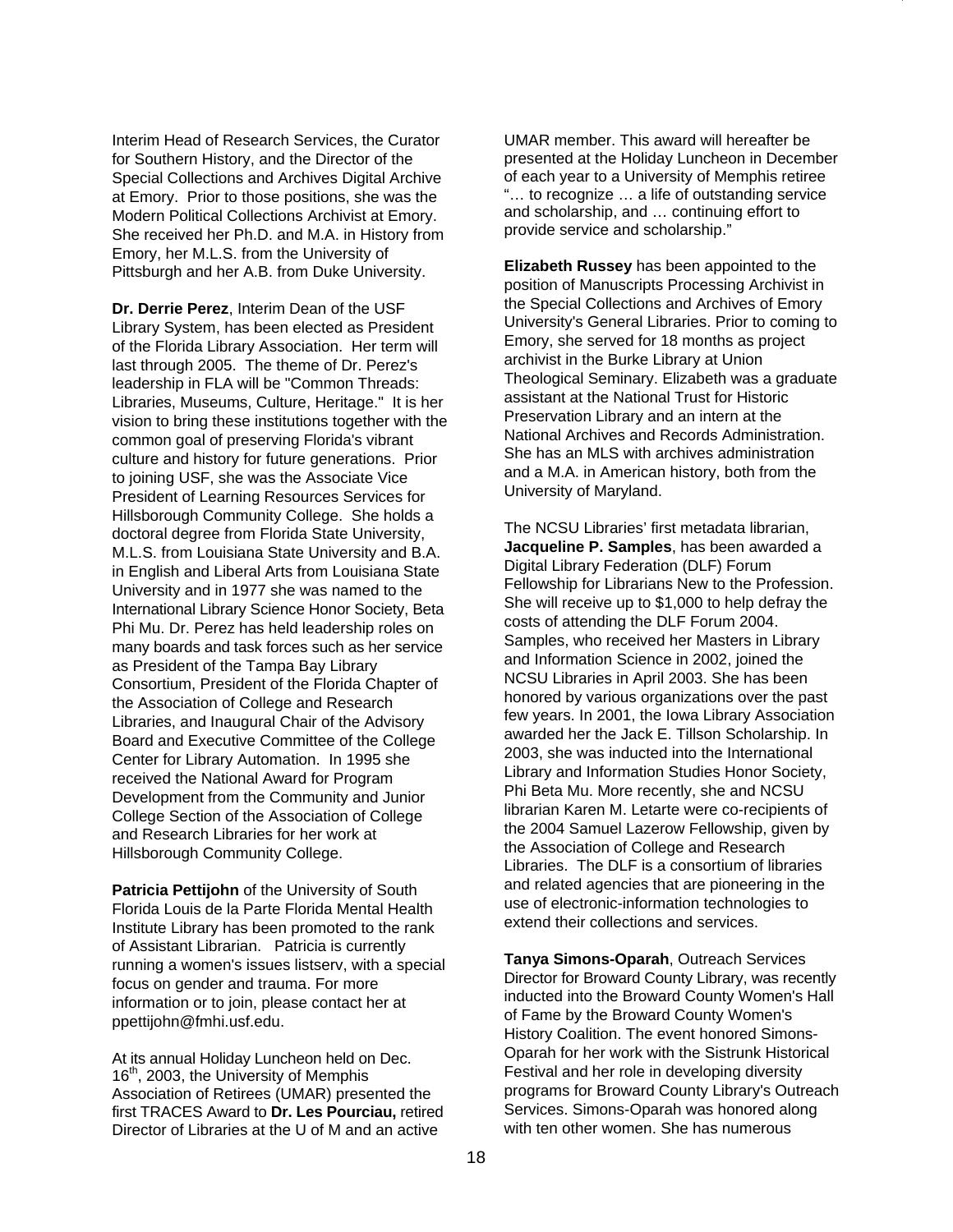Interim Head of Research Services, the Curator for Southern History, and the Director of the Special Collections and Archives Digital Archive at Emory. Prior to those positions, she was the Modern Political Collections Archivist at Emory. She received her Ph.D. and M.A. in History from Emory, her M.L.S. from the University of Pittsburgh and her A.B. from Duke University.

**Dr. Derrie Perez**, Interim Dean of the USF Library System, has been elected as President of the Florida Library Association. Her term will last through 2005. The theme of Dr. Perez's leadership in FLA will be "Common Threads: Libraries, Museums, Culture, Heritage." It is her vision to bring these institutions together with the common goal of preserving Florida's vibrant culture and history for future generations. Prior to joining USF, she was the Associate Vice President of Learning Resources Services for Hillsborough Community College. She holds a doctoral degree from Florida State University, M.L.S. from Louisiana State University and B.A. in English and Liberal Arts from Louisiana State University and in 1977 she was named to the International Library Science Honor Society, Beta Phi Mu. Dr. Perez has held leadership roles on many boards and task forces such as her service as President of the Tampa Bay Library Consortium, President of the Florida Chapter of the Association of College and Research Libraries, and Inaugural Chair of the Advisory Board and Executive Committee of the College Center for Library Automation. In 1995 she received the National Award for Program Development from the Community and Junior College Section of the Association of College and Research Libraries for her work at Hillsborough Community College.

**Patricia Pettijohn** of the University of South Florida Louis de la Parte Florida Mental Health Institute Library has been promoted to the rank of Assistant Librarian. Patricia is currently running a women's issues listserv, with a special focus on gender and trauma. For more information or to join, please contact her at ppettijohn@fmhi.usf.edu.

At its annual Holiday Luncheon held on Dec. 16th, 2003, the University of Memphis Association of Retirees (UMAR) presented the first TRACES Award to **Dr. Les Pourciau,** retired Director of Libraries at the U of M and an active UMAR member. This award will hereafter be presented at the Holiday Luncheon in December of each year to a University of Memphis retiree "… to recognize … a life of outstanding service and scholarship, and … continuing effort to provide service and scholarship."

**Elizabeth Russey** has been appointed to the position of Manuscripts Processing Archivist in the Special Collections and Archives of Emory University's General Libraries. Prior to coming to Emory, she served for 18 months as project archivist in the Burke Library at Union Theological Seminary. Elizabeth was a graduate assistant at the National Trust for Historic Preservation Library and an intern at the National Archives and Records Administration. She has an MLS with archives administration and a M.A. in American history, both from the University of Maryland.

The NCSU Libraries' first metadata librarian, **Jacqueline P. Samples**, has been awarded a Digital Library Federation (DLF) Forum Fellowship for Librarians New to the Profession. She will receive up to $1,000 to help defray the costs of attending the DLF Forum 2004. Samples, who received her Masters in Library and Information Science in 2002, joined the NCSU Libraries in April 2003. She has been honored by various organizations over the past few years. In 2001, the Iowa Library Association awarded her the Jack E. Tillson Scholarship. In 2003, she was inducted into the International Library and Information Studies Honor Society, Phi Beta Mu. More recently, she and NCSU librarian Karen M. Letarte were co-recipients of the 2004 Samuel Lazerow Fellowship, given by the Association of College and Research Libraries. The DLF is a consortium of libraries and related agencies that are pioneering in the use of electronic-information technologies to extend their collections and services.

**Tanya Simons-Oparah**, Outreach Services Director for Broward County Library, was recently inducted into the Broward County Women's Hall of Fame by the Broward County Women's History Coalition. The event honored Simons-Oparah for her work with the Sistrunk Historical Festival and her role in developing diversity programs for Broward County Library's Outreach Services. Simons-Oparah was honored along with ten other women. She has numerous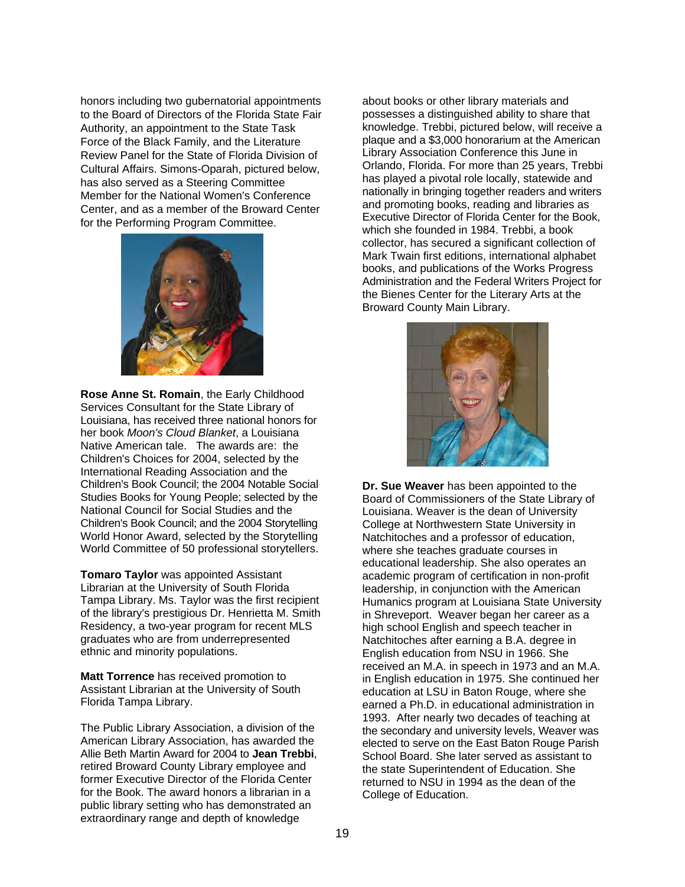honors including two gubernatorial appointments to the Board of Directors of the Florida State Fair Authority, an appointment to the State Task Force of the Black Family, and the Literature Review Panel for the State of Florida Division of Cultural Affairs. Simons-Oparah, pictured below, has also served as a Steering Committee Member for the National Women's Conference Center, and as a member of the Broward Center for the Performing Program Committee.

**Rose Anne St. Romain**, the Early Childhood Services Consultant for the State Library of Louisiana, has received three national honors for her book *Moon's Cloud Blanket*, a Louisiana Native American tale. The awards are: the Children's Choices for 2004, selected by the International Reading Association and the Children's Book Council; the 2004 Notable Social Studies Books for Young People; selected by the National Council for Social Studies and the Children's Book Council; and the 2004 Storytelling World Honor Award, selected by the Storytelling World Committee of 50 professional storytellers.

**Tomaro Taylor** was appointed Assistant Librarian at the University of South Florida Tampa Library. Ms. Taylor was the first recipient of the library's prestigious Dr. Henrietta M. Smith Residency, a two-year program for recent MLS graduates who are from underrepresented ethnic and minority populations.

**Matt Torrence** has received promotion to Assistant Librarian at the University of South Florida Tampa Library.

The Public Library Association, a division of the American Library Association, has awarded the Allie Beth Martin Award for 2004 to **Jean Trebbi**, retired Broward County Library employee and former Executive Director of the Florida Center for the Book. The award honors a librarian in a public library setting who has demonstrated an extraordinary range and depth of knowledge about books or other library materials and possesses a distinguished ability to share that knowledge. Trebbi, pictured below, will receive a plaque and a $3,000 honorarium at the American Library Association Conference this June in Orlando, Florida. For more than 25 years, Trebbi has played a pivotal role locally, statewide and nationally in bringing together readers and writers and promoting books, reading and libraries as Executive Director of Florida Center for the Book, which she founded in 1984. Trebbi, a book collector, has secured a significant collection of Mark Twain first editions, international alphabet books, and publications of the Works Progress Administration and the Federal Writers Project for the Bienes Center for the Literary Arts at the Broward County Main Library.

**Dr. Sue Weaver** has been appointed to the Board of Commissioners of the State Library of Louisiana. Weaver is the dean of University College at Northwestern State University in Natchitoches and a professor of education, where she teaches graduate courses in educational leadership. She also operates an academic program of certification in non-profit leadership, in conjunction with the American Humanics program at Louisiana State University in Shreveport. Weaver began her career as a high school English and speech teacher in Natchitoches after earning a B.A. degree in English education from NSU in 1966. She received an M.A. in speech in 1973 and an M.A. in English education in 1975. She continued her education at LSU in Baton Rouge, where she earned a Ph.D. in educational administration in 1993. After nearly two decades of teaching at the secondary and university levels, Weaver was elected to serve on the East Baton Rouge Parish School Board. She later served as assistant to the state Superintendent of Education. She returned to NSU in 1994 as the dean of the College of Education.